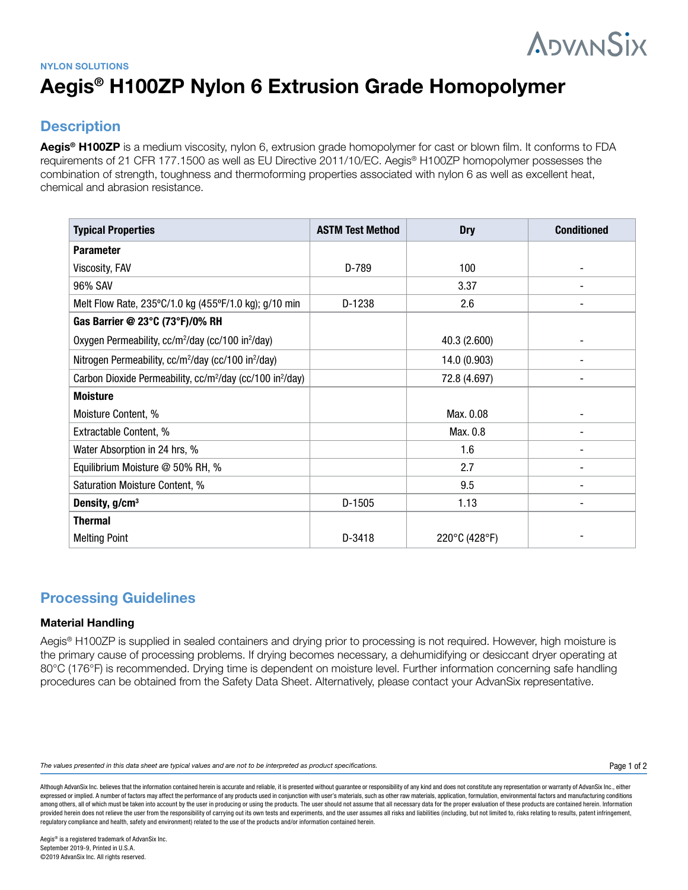NYLON SOLUTIONS

# Aegis® H100ZP Nylon 6 Extrusion Grade Homopolymer

## Description

**Aegis® H100ZP** is a medium viscosity, nylon 6, extrusion grade homopolymer for cast or blown film. It conforms to FDA requirements of 21 CFR 177.1500 as well as EU Directive 2011/10/EC. Aegis® H100ZP homopolymer possesses the combination of strength, toughness and thermoforming properties associated with nylon 6 as well as excellent heat, chemical and abrasion resistance.

| Typical Properties | ASTM Test Method | Dry | Conditioned |
|---|---|---|---|
| **Parameter** | | | |
| Viscosity, FAV | D-789 | 100 | - |
| 96% SAV | | 3.37 | - |
| Melt Flow Rate, 235ºC/1.0 kg (455ºF/1.0 kg); g/10 min | D-1238 | 2.6 | - |
| **Gas Barrier @ 23°C (73°F)/0% RH** | | | |
| Oxygen Permeability, cc/m$^2$/day (cc/100 in$^2$/day) | | 40.3 (2.600) | - |
| Nitrogen Permeability, cc/m$^2$/day (cc/100 in$^2$/day) | | 14.0 (0.903) | - |
| Carbon Dioxide Permeability, cc/m$^2$/day (cc/100 in$^2$/day) | | 72.8 (4.697) | - |
| **Moisture** | | | |
| Moisture Content, % | | Max. 0.08 | - |
| Extractable Content, % | | Max. 0.8 | - |
| Water Absorption in 24 hrs, % | | 1.6 | - |
| Equilibrium Moisture @ 50% RH, % | | 2.7 | - |
| Saturation Moisture Content, % | | 9.5 | - |
| **Density, g/cm$^3$** | D-1505 | 1.13 | - |
| **Thermal** | | | |
| Melting Point | D-3418 | 220°C (428°F) | - |

## Processing Guidelines

### Material Handling

Aegis® H100ZP is supplied in sealed containers and drying prior to processing is not required. However, high moisture is the primary cause of processing problems. If drying becomes necessary, a dehumidifying or desiccant dryer operating at 80°C (176°F) is recommended. Drying time is dependent on moisture level. Further information concerning safe handling procedures can be obtained from the Safety Data Sheet. Alternatively, please contact your AdvanSix representative.

*The values presented in this data sheet are typical values and are not to be interpreted as product specifications.*

Although AdvanSix Inc. believes that the information contained herein is accurate and reliable, it is presented without guarantee or responsibility of any kind and does not constitute any representation or warranty of AdvanSix Inc., either expressed or implied. A number of factors may affect the performance of any products used in conjunction with user's materials, such as other raw materials, application, formulation, environmental factors and manufacturing conditions among others, all of which must be taken into account by the user in producing or using the products. The user should not assume that all necessary data for the proper evaluation of these products are contained herein. Information provided herein does not relieve the user from the responsibility of carrying out its own tests and experiments, and the user assumes all risks and liabilities (including, but not limited to, risks relating to results, patent infringement, regulatory compliance and health, safety and environment) related to the use of the products and/or information contained herein.

Aegis® is a registered trademark of AdvanSix Inc.
September 2019-9, Printed in U.S.A.
©2019 AdvanSix Inc. All rights reserved.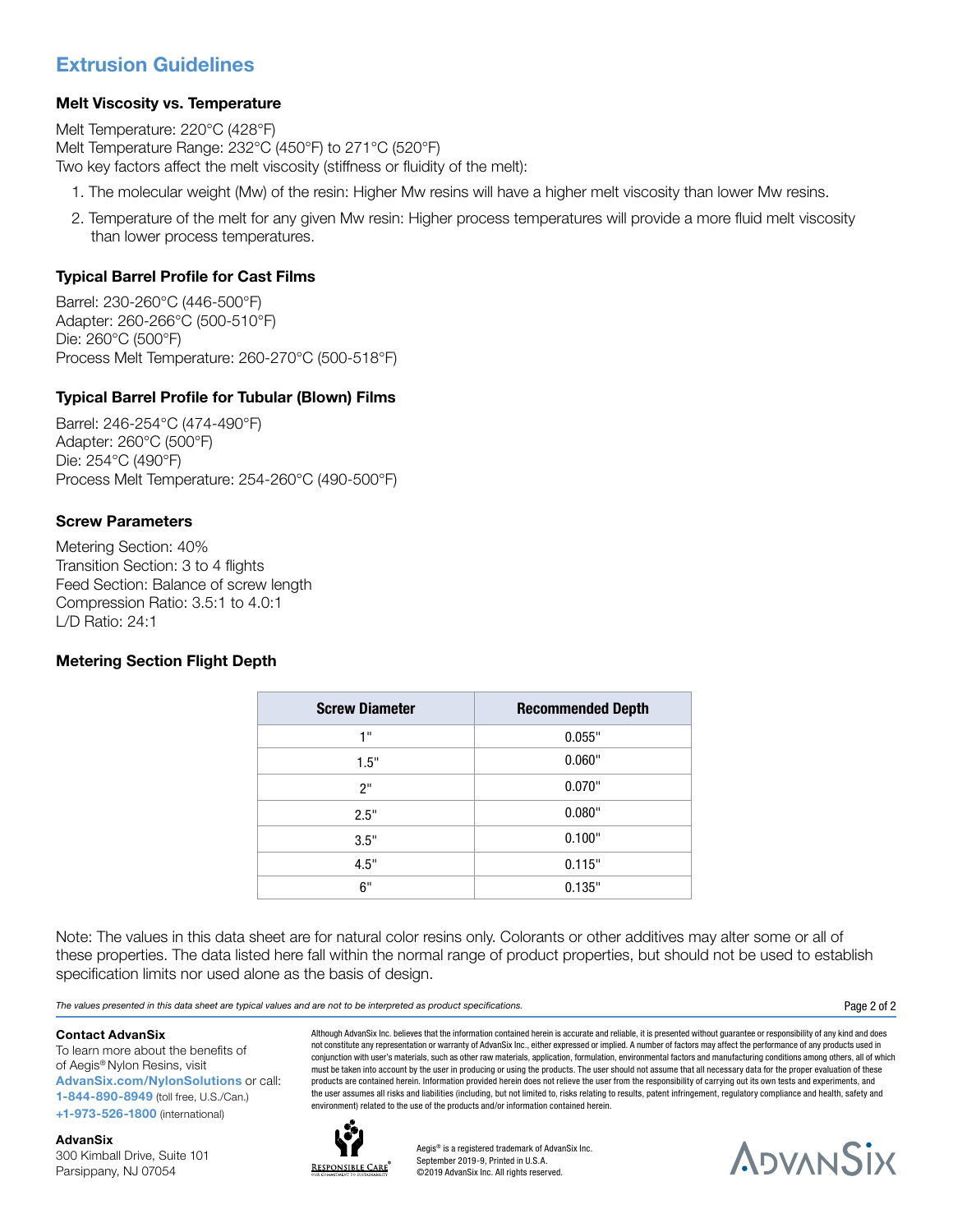## Extrusion Guidelines

### Melt Viscosity vs. Temperature

Melt Temperature: 220°C (428°F)
Melt Temperature Range: 232°C (450°F) to 271°C (520°F)
Two key factors affect the melt viscosity (stiffness or fluidity of the melt):

1. The molecular weight (Mw) of the resin: Higher Mw resins will have a higher melt viscosity than lower Mw resins.
2. Temperature of the melt for any given Mw resin: Higher process temperatures will provide a more fluid melt viscosity than lower process temperatures.

### Typical Barrel Profile for Cast Films

Barrel: 230-260°C (446-500°F)
Adapter: 260-266°C (500-510°F)
Die: 260°C (500°F)
Process Melt Temperature: 260-270°C (500-518°F)

### Typical Barrel Profile for Tubular (Blown) Films

Barrel: 246-254°C (474-490°F)
Adapter: 260°C (500°F)
Die: 254°C (490°F)
Process Melt Temperature: 254-260°C (490-500°F)

### Screw Parameters

Metering Section: 40%
Transition Section: 3 to 4 flights
Feed Section: Balance of screw length
Compression Ratio: 3.5:1 to 4.0:1
L/D Ratio: 24:1

### Metering Section Flight Depth

| Screw Diameter | Recommended Depth |
|---|---|
| 1" | 0.055" |
| 1.5" | 0.060" |
| 2" | 0.070" |
| 2.5" | 0.080" |
| 3.5" | 0.100" |
| 4.5" | 0.115" |
| 6" | 0.135" |

Note: The values in this data sheet are for natural color resins only. Colorants or other additives may alter some or all of these properties. The data listed here fall within the normal range of product properties, but should not be used to establish specification limits nor used alone as the basis of design.

*The values presented in this data sheet are typical values and are not to be interpreted as product specifications.*

**Contact AdvanSix**
To learn more about the benefits of of Aegis® Nylon Resins, visit **AdvanSix.com/NylonSolutions** or call:
**1-844-890-8949** (toll free, U.S./Can.)
**+1-973-526-1800** (international)

**AdvanSix**
300 Kimball Drive, Suite 101
Parsippany, NJ 07054

Although AdvanSix Inc. believes that the information contained herein is accurate and reliable, it is presented without guarantee or responsibility of any kind and does not constitute any representation or warranty of AdvanSix Inc., either expressed or implied. A number of factors may affect the performance of any products used in conjunction with user's materials, such as other raw materials, application, formulation, environmental factors and manufacturing conditions among others, all of which must be taken into account by the user in producing or using the products. The user should not assume that all necessary data for the proper evaluation of these products are contained herein. Information provided herein does not relieve the user from the responsibility of carrying out its own tests and experiments, and the user assumes all risks and liabilities (including, but not limited to, risks relating to results, patent infringement, regulatory compliance and health, safety and environment) related to the use of the products and/or information contained herein.

Responsible Care®
Our Commitment to Sustainability

Aegis® is a registered trademark of AdvanSix Inc.
September 2019-9, Printed in U.S.A.
©2019 AdvanSix Inc. All rights reserved.

AdvanSix